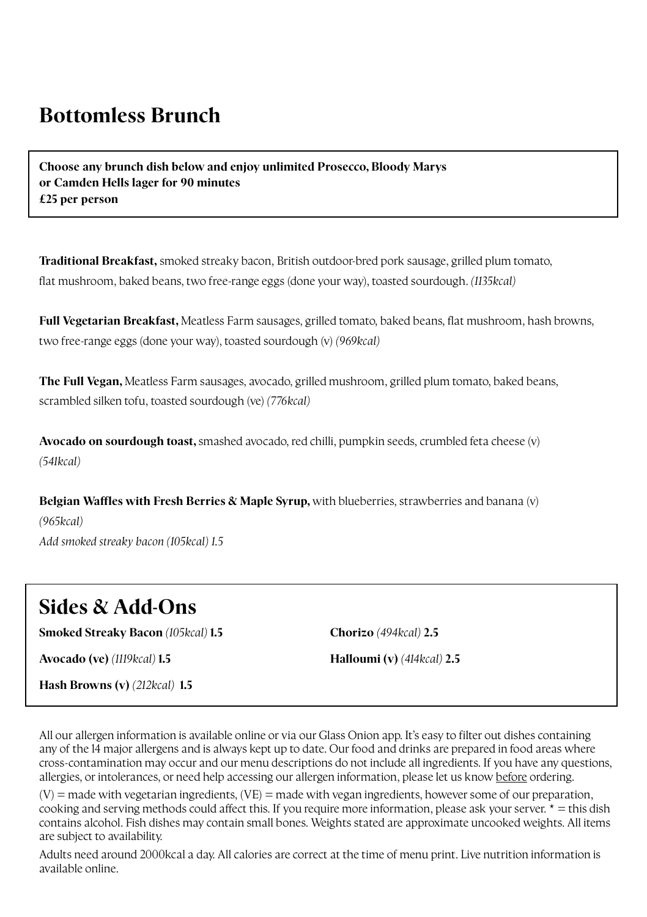# Bottomless Brunch

**Choose any brunch dish below and enjoy unlimited Prosecco, Bloody Marys or Camden Hells lager for 90 minutes**
**£25 per person**

**Traditional Breakfast,** smoked streaky bacon, British outdoor-bred pork sausage, grilled plum tomato, flat mushroom, baked beans, two free-range eggs (done your way), toasted sourdough. *(1135kcal)*

**Full Vegetarian Breakfast,** Meatless Farm sausages, grilled tomato, baked beans, flat mushroom, hash browns, two free-range eggs (done your way), toasted sourdough (v) *(969kcal)*

**The Full Vegan,** Meatless Farm sausages, avocado, grilled mushroom, grilled plum tomato, baked beans, scrambled silken tofu, toasted sourdough (ve) *(776kcal)*

**Avocado on sourdough toast,** smashed avocado, red chilli, pumpkin seeds, crumbled feta cheese (v) *(541kcal)*

**Belgian Waffles with Fresh Berries & Maple Syrup,** with blueberries, strawberries and banana (v) *(965kcal)*
*Add smoked streaky bacon (105kcal) 1.5*

## Sides & Add-Ons

**Smoked Streaky Bacon** *(105kcal)* **1.5**

**Avocado (ve)** *(1119kcal)* **1.5**

**Hash Browns (v)** *(212kcal)* **1.5**

**Chorizo** *(494kcal)* **2.5**

**Halloumi (v)** *(414kcal)* **2.5**

All our allergen information is available online or via our Glass Onion app. It's easy to filter out dishes containing any of the 14 major allergens and is always kept up to date. Our food and drinks are prepared in food areas where cross-contamination may occur and our menu descriptions do not include all ingredients. If you have any questions, allergies, or intolerances, or need help accessing our allergen information, please let us know before ordering.

(V) = made with vegetarian ingredients, (VE) = made with vegan ingredients, however some of our preparation, cooking and serving methods could affect this. If you require more information, please ask your server. * = this dish contains alcohol. Fish dishes may contain small bones. Weights stated are approximate uncooked weights. All items are subject to availability.

Adults need around 2000kcal a day. All calories are correct at the time of menu print. Live nutrition information is available online.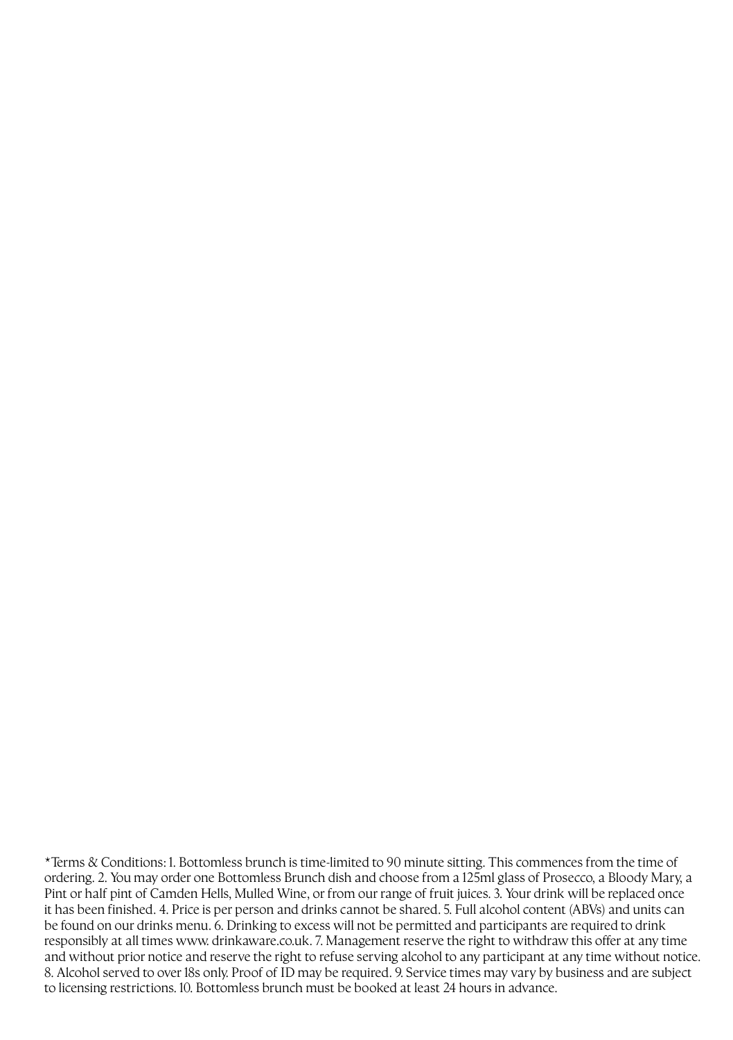*Terms & Conditions: 1. Bottomless brunch is time-limited to 90 minute sitting. This commences from the time of ordering. 2. You may order one Bottomless Brunch dish and choose from a 125ml glass of Prosecco, a Bloody Mary, a Pint or half pint of Camden Hells, Mulled Wine, or from our range of fruit juices. 3. Your drink will be replaced once it has been finished. 4. Price is per person and drinks cannot be shared. 5. Full alcohol content (ABVs) and units can be found on our drinks menu. 6. Drinking to excess will not be permitted and participants are required to drink responsibly at all times www. drinkaware.co.uk. 7. Management reserve the right to withdraw this offer at any time and without prior notice and reserve the right to refuse serving alcohol to any participant at any time without notice. 8. Alcohol served to over 18s only. Proof of ID may be required. 9. Service times may vary by business and are subject to licensing restrictions. 10. Bottomless brunch must be booked at least 24 hours in advance.